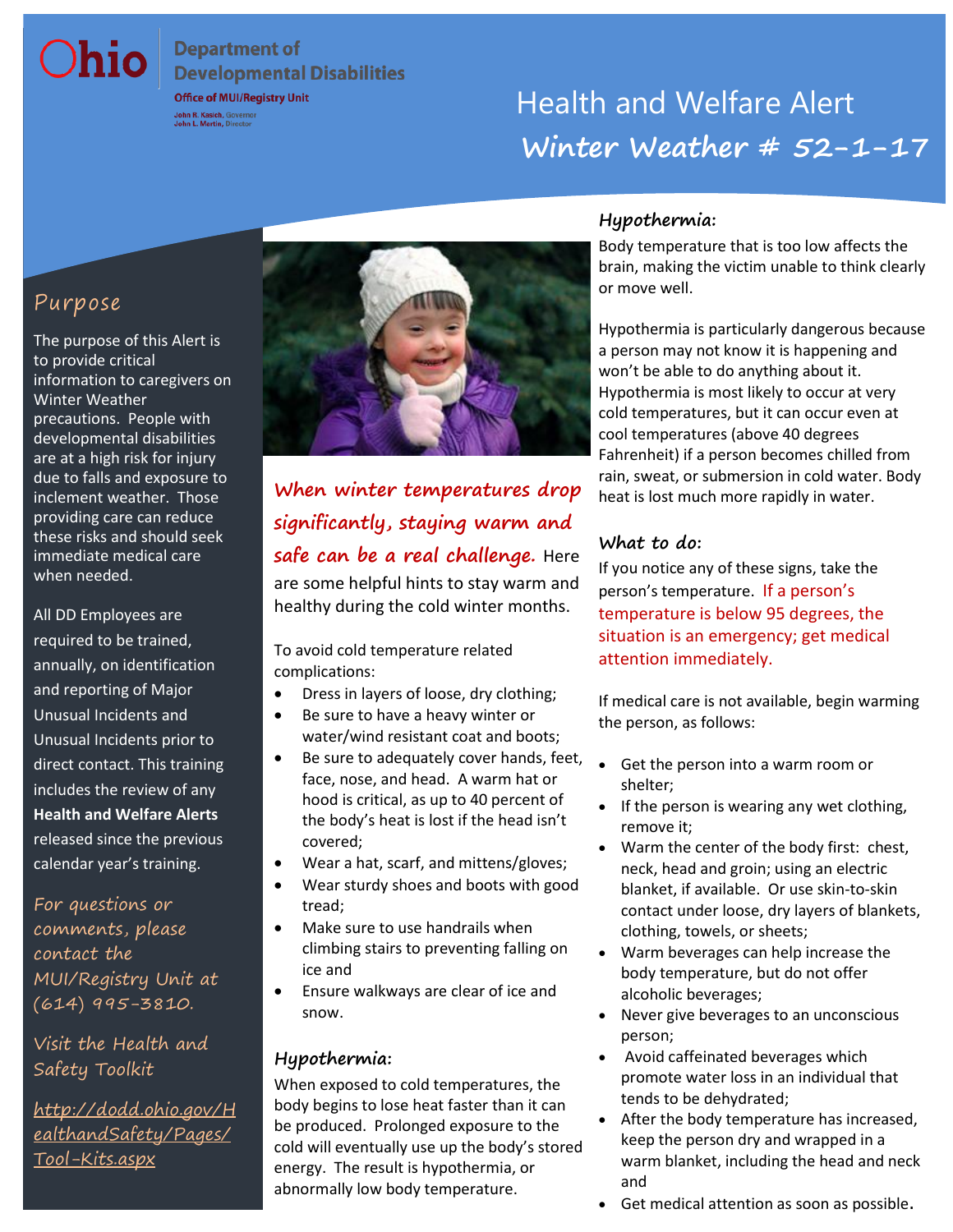Ohio Department of Developmental Disabilities

Office of MUI/Registry Unit

John R. Kasich, Governor
John L. Martin, Director

# Health and Welfare Alert

# Winter Weather # 52-1-17

## Purpose

The purpose of this Alert is to provide critical information to caregivers on Winter Weather precautions. People with developmental disabilities are at a high risk for injury due to falls and exposure to inclement weather. Those providing care can reduce these risks and should seek immediate medical care when needed.

All DD Employees are required to be trained, annually, on identification and reporting of Major Unusual Incidents and Unusual Incidents prior to direct contact. This training includes the review of any **Health and Welfare Alerts** released since the previous calendar year's training.

*For questions or comments, please contact the MUI/Registry Unit at (614) 995-3810.*

*Visit the Health and Safety Toolkit*

*http://dodd.ohio.gov/HealthandSafety/Pages/Tool-Kits.aspx*

***When winter temperatures drop significantly, staying warm and safe can be a real challenge.*** Here are some helpful hints to stay warm and healthy during the cold winter months.

To avoid cold temperature related complications:

- Dress in layers of loose, dry clothing;
- Be sure to have a heavy winter or water/wind resistant coat and boots;
- Be sure to adequately cover hands, feet, face, nose, and head. A warm hat or hood is critical, as up to 40 percent of the body's heat is lost if the head isn't covered;
- Wear a hat, scarf, and mittens/gloves;
- Wear sturdy shoes and boots with good tread;
- Make sure to use handrails when climbing stairs to preventing falling on ice and
- Ensure walkways are clear of ice and snow.

### Hypothermia:

When exposed to cold temperatures, the body begins to lose heat faster than it can be produced. Prolonged exposure to the cold will eventually use up the body's stored energy. The result is hypothermia, or abnormally low body temperature.

### Hypothermia:

Body temperature that is too low affects the brain, making the victim unable to think clearly or move well.

Hypothermia is particularly dangerous because a person may not know it is happening and won't be able to do anything about it. Hypothermia is most likely to occur at very cold temperatures, but it can occur even at cool temperatures (above 40 degrees Fahrenheit) if a person becomes chilled from rain, sweat, or submersion in cold water. Body heat is lost much more rapidly in water.

### What to do:

If you notice any of these signs, take the person's temperature. If a person's temperature is below 95 degrees, the situation is an emergency; get medical attention immediately.

If medical care is not available, begin warming the person, as follows:

- Get the person into a warm room or shelter;
- If the person is wearing any wet clothing, remove it;
- Warm the center of the body first: chest, neck, head and groin; using an electric blanket, if available. Or use skin-to-skin contact under loose, dry layers of blankets, clothing, towels, or sheets;
- Warm beverages can help increase the body temperature, but do not offer alcoholic beverages;
- Never give beverages to an unconscious person;
- Avoid caffeinated beverages which promote water loss in an individual that tends to be dehydrated;
- After the body temperature has increased, keep the person dry and wrapped in a warm blanket, including the head and neck and
- Get medical attention as soon as possible.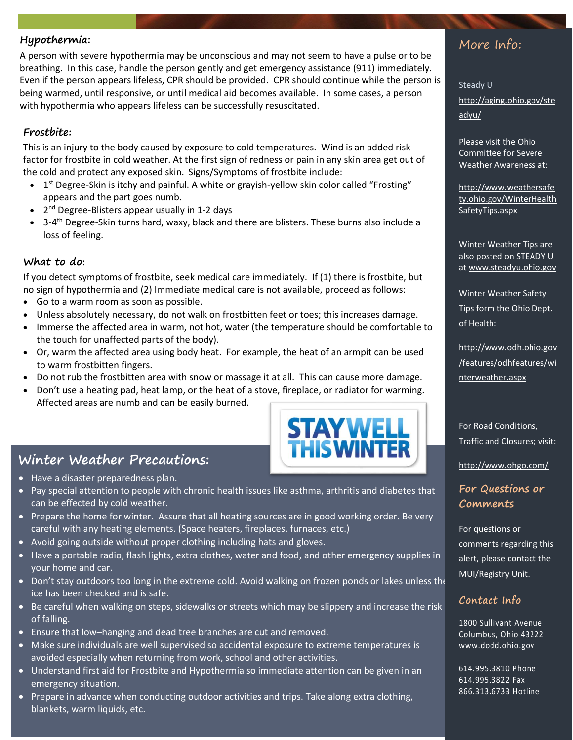## Hypothermia:

A person with severe hypothermia may be unconscious and may not seem to have a pulse or to be breathing. In this case, handle the person gently and get emergency assistance (911) immediately. Even if the person appears lifeless, CPR should be provided. CPR should continue while the person is being warmed, until responsive, or until medical aid becomes available. In some cases, a person with hypothermia who appears lifeless can be successfully resuscitated.

## Frostbite:

This is an injury to the body caused by exposure to cold temperatures. Wind is an added risk factor for frostbite in cold weather. At the first sign of redness or pain in any skin area get out of the cold and protect any exposed skin. Signs/Symptoms of frostbite include:

- 1st Degree-Skin is itchy and painful. A white or grayish-yellow skin color called "Frosting" appears and the part goes numb.
- 2nd Degree-Blisters appear usually in 1-2 days
- 3-4th Degree-Skin turns hard, waxy, black and there are blisters. These burns also include a loss of feeling.

## What to do:

If you detect symptoms of frostbite, seek medical care immediately. If (1) there is frostbite, but no sign of hypothermia and (2) Immediate medical care is not available, proceed as follows:

- Go to a warm room as soon as possible.
- Unless absolutely necessary, do not walk on frostbitten feet or toes; this increases damage.
- Immerse the affected area in warm, not hot, water (the temperature should be comfortable to the touch for unaffected parts of the body).
- Or, warm the affected area using body heat. For example, the heat of an armpit can be used to warm frostbitten fingers.
- Do not rub the frostbitten area with snow or massage it at all. This can cause more damage.
- Don't use a heating pad, heat lamp, or the heat of a stove, fireplace, or radiator for warming. Affected areas are numb and can be easily burned.

STAY WELL THIS WINTER

## Winter Weather Precautions:

- Have a disaster preparedness plan.
- Pay special attention to people with chronic health issues like asthma, arthritis and diabetes that can be effected by cold weather.
- Prepare the home for winter. Assure that all heating sources are in good working order. Be very careful with any heating elements. (Space heaters, fireplaces, furnaces, etc.)
- Avoid going outside without proper clothing including hats and gloves.
- Have a portable radio, flash lights, extra clothes, water and food, and other emergency supplies in your home and car.
- Don't stay outdoors too long in the extreme cold. Avoid walking on frozen ponds or lakes unless the ice has been checked and is safe.
- Be careful when walking on steps, sidewalks or streets which may be slippery and increase the risk of falling.
- Ensure that low–hanging and dead tree branches are cut and removed.
- Make sure individuals are well supervised so accidental exposure to extreme temperatures is avoided especially when returning from work, school and other activities.
- Understand first aid for Frostbite and Hypothermia so immediate attention can be given in an emergency situation.
- Prepare in advance when conducting outdoor activities and trips. Take along extra clothing, blankets, warm liquids, etc.

## More Info:

Steady U
http://aging.ohio.gov/steadyu/

Please visit the Ohio Committee for Severe Weather Awareness at:

http://www.weathersafety.ohio.gov/WinterHealthSafetyTips.aspx

Winter Weather Tips are also posted on STEADY U at www.steadyu.ohio.gov

Winter Weather Safety Tips form the Ohio Dept. of Health:

http://www.odh.ohio.gov/features/odhfeatures/winterweather.aspx

For Road Conditions, Traffic and Closures; visit:

http://www.ohgo.com/

## For Questions or Comments

For questions or comments regarding this alert, please contact the MUI/Registry Unit.

## Contact Info

1800 Sullivant Avenue
Columbus, Ohio 43222
www.dodd.ohio.gov

614.995.3810 Phone
614.995.3822 Fax
866.313.6733 Hotline